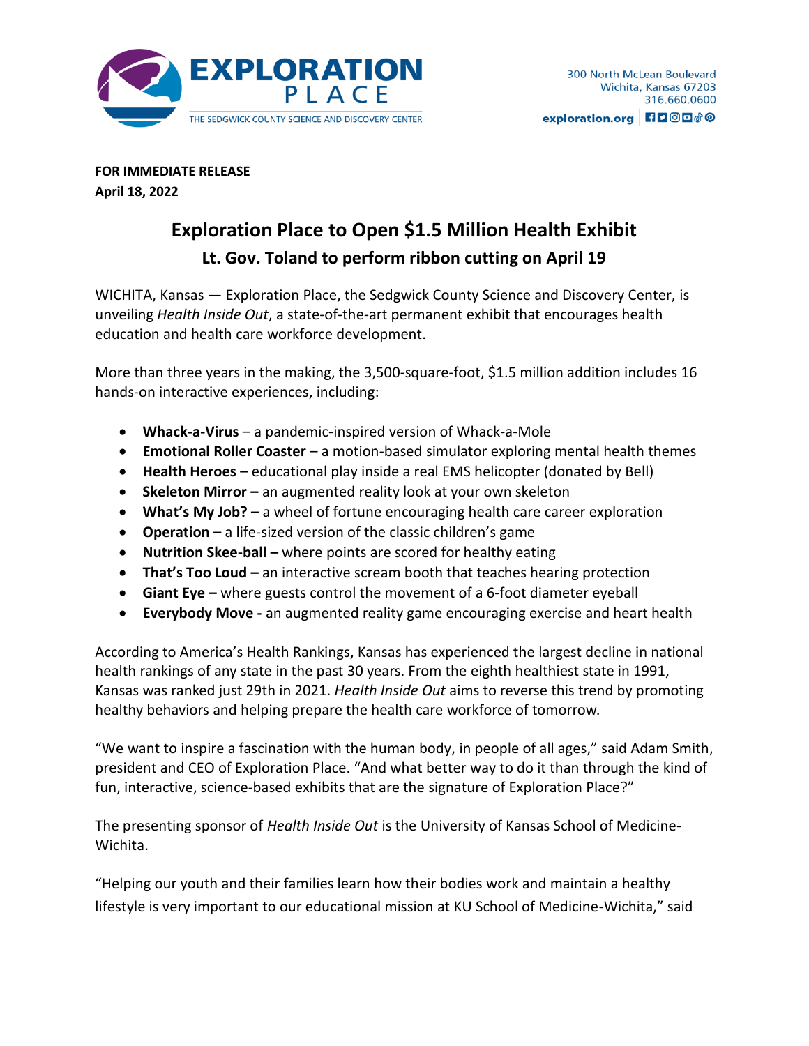EXPLORATION PLACE
THE SEDGWICK COUNTY SCIENCE AND DISCOVERY CENTER

300 North McLean Boulevard
Wichita, Kansas 67203
316.660.0600
exploration.org

**FOR IMMEDIATE RELEASE**
**April 18, 2022**

# Exploration Place to Open $1.5 Million Health Exhibit

## Lt. Gov. Toland to perform ribbon cutting on April 19

WICHITA, Kansas — Exploration Place, the Sedgwick County Science and Discovery Center, is unveiling *Health Inside Out*, a state-of-the-art permanent exhibit that encourages health education and health care workforce development.

More than three years in the making, the 3,500-square-foot, $1.5 million addition includes 16 hands-on interactive experiences, including:

- **Whack-a-Virus** – a pandemic-inspired version of Whack-a-Mole
- **Emotional Roller Coaster** – a motion-based simulator exploring mental health themes
- **Health Heroes** – educational play inside a real EMS helicopter (donated by Bell)
- **Skeleton Mirror –** an augmented reality look at your own skeleton
- **What's My Job? –** a wheel of fortune encouraging health care career exploration
- **Operation –** a life-sized version of the classic children's game
- **Nutrition Skee-ball –** where points are scored for healthy eating
- **That's Too Loud –** an interactive scream booth that teaches hearing protection
- **Giant Eye –** where guests control the movement of a 6-foot diameter eyeball
- **Everybody Move -** an augmented reality game encouraging exercise and heart health

According to America's Health Rankings, Kansas has experienced the largest decline in national health rankings of any state in the past 30 years. From the eighth healthiest state in 1991, Kansas was ranked just 29th in 2021. *Health Inside Out* aims to reverse this trend by promoting healthy behaviors and helping prepare the health care workforce of tomorrow.

"We want to inspire a fascination with the human body, in people of all ages," said Adam Smith, president and CEO of Exploration Place. "And what better way to do it than through the kind of fun, interactive, science-based exhibits that are the signature of Exploration Place?"

The presenting sponsor of *Health Inside Out* is the University of Kansas School of Medicine-Wichita.

"Helping our youth and their families learn how their bodies work and maintain a healthy lifestyle is very important to our educational mission at KU School of Medicine-Wichita," said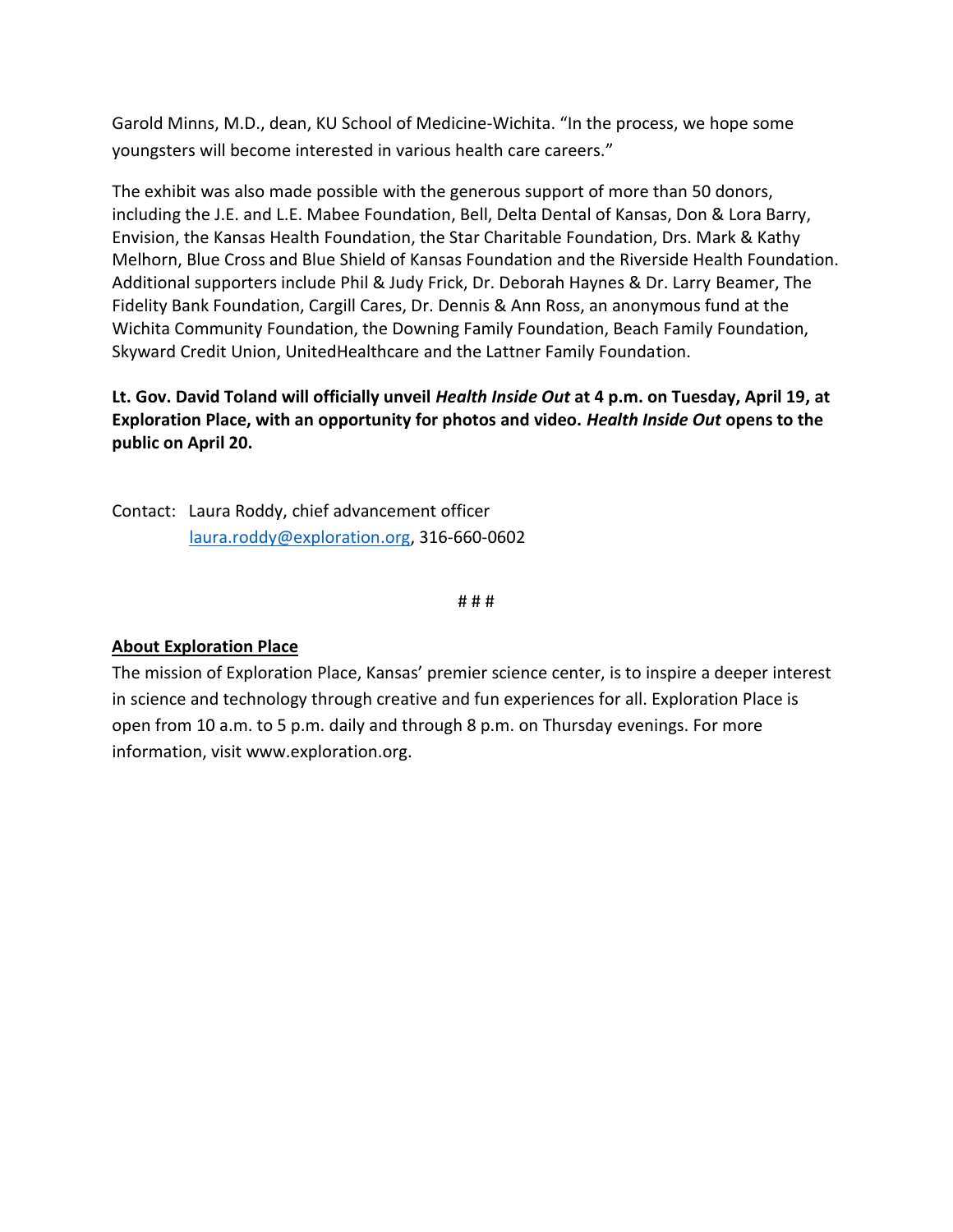Garold Minns, M.D., dean, KU School of Medicine-Wichita. "In the process, we hope some youngsters will become interested in various health care careers."

The exhibit was also made possible with the generous support of more than 50 donors, including the J.E. and L.E. Mabee Foundation, Bell, Delta Dental of Kansas, Don & Lora Barry, Envision, the Kansas Health Foundation, the Star Charitable Foundation, Drs. Mark & Kathy Melhorn, Blue Cross and Blue Shield of Kansas Foundation and the Riverside Health Foundation. Additional supporters include Phil & Judy Frick, Dr. Deborah Haynes & Dr. Larry Beamer, The Fidelity Bank Foundation, Cargill Cares, Dr. Dennis & Ann Ross, an anonymous fund at the Wichita Community Foundation, the Downing Family Foundation, Beach Family Foundation, Skyward Credit Union, UnitedHealthcare and the Lattner Family Foundation.

**Lt. Gov. David Toland will officially unveil *Health Inside Out* at 4 p.m. on Tuesday, April 19, at Exploration Place, with an opportunity for photos and video. *Health Inside Out* opens to the public on April 20.**

Contact: Laura Roddy, chief advancement officer
laura.roddy@exploration.org, 316-660-0602

# # #

**About Exploration Place**

The mission of Exploration Place, Kansas' premier science center, is to inspire a deeper interest in science and technology through creative and fun experiences for all. Exploration Place is open from 10 a.m. to 5 p.m. daily and through 8 p.m. on Thursday evenings. For more information, visit www.exploration.org.